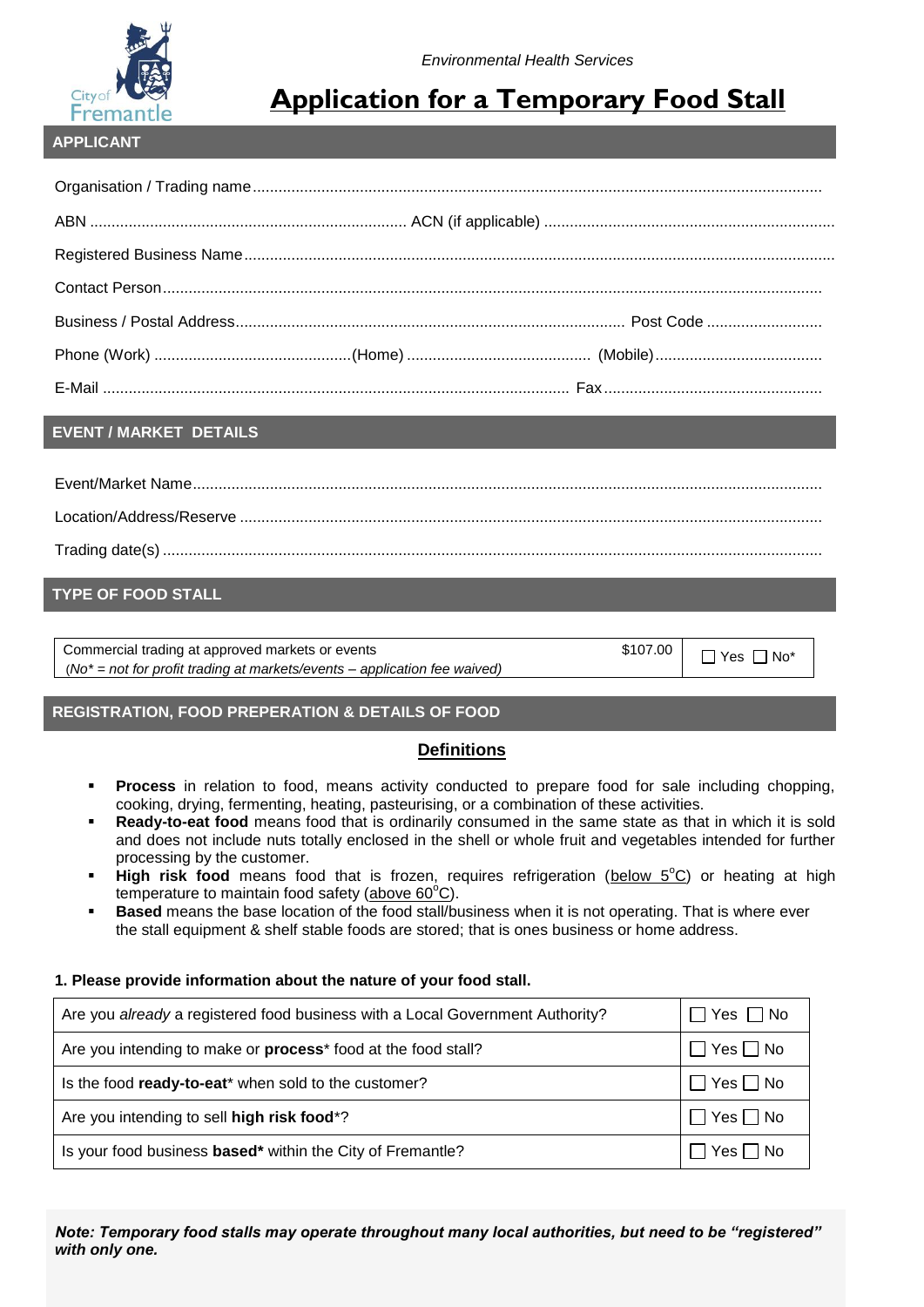Environmental Health Services

# Application for a Temporary Food Stall

## APPLICANT

Organisation / Trading name ...................................................................................................................................

ABN ......................................................................... ACN (if applicable) ...................................................................

Registered Business Name .......................................................................................................................................

Contact Person .........................................................................................................................................................

Business / Postal Address .......................................................................................... Post Code ...........................

Phone (Work) .............................................(Home) .......................................... (Mobile).......................................

E-Mail ............................................................................................................ Fax ..................................................

## EVENT / MARKET DETAILS

Event/Market Name .................................................................................................................................................

Location/Address/Reserve ......................................................................................................................................

Trading date(s) ........................................................................................................................................................

## TYPE OF FOOD STALL

| | | |
|---|---|---|
| Commercial trading at approved markets or events<br>*(No\* = not for profit trading at markets/events – application fee waived)* | $107.00 | ☐ Yes ☐ No* |

## REGISTRATION, FOOD PREPERATION & DETAILS OF FOOD

### Definitions

- **Process** in relation to food, means activity conducted to prepare food for sale including chopping, cooking, drying, fermenting, heating, pasteurising, or a combination of these activities.
- **Ready-to-eat food** means food that is ordinarily consumed in the same state as that in which it is sold and does not include nuts totally enclosed in the shell or whole fruit and vegetables intended for further processing by the customer.
- **High risk food** means food that is frozen, requires refrigeration (<u>below 5°C</u>) or heating at high temperature to maintain food safety (<u>above 60°C</u>).
- **Based** means the base location of the food stall/business when it is not operating. That is where ever the stall equipment & shelf stable foods are stored; that is ones business or home address.

**1. Please provide information about the nature of your food stall.**

| | |
|---|---|
| Are you *already* a registered food business with a Local Government Authority? | ☐ Yes ☐ No |
| Are you intending to make or **process*** food at the food stall? | ☐ Yes ☐ No |
| Is the food **ready-to-eat*** when sold to the customer? | ☐ Yes ☐ No |
| Are you intending to sell **high risk food***? | ☐ Yes ☐ No |
| Is your food business **based*** within the City of Fremantle? | ☐ Yes ☐ No |

***Note: Temporary food stalls may operate throughout many local authorities, but need to be "registered" with only one.***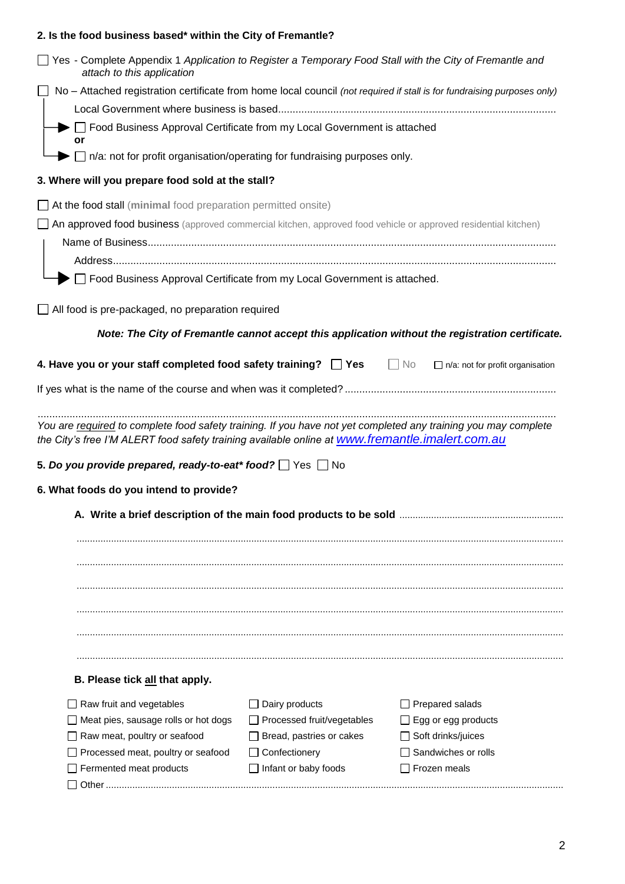**2. Is the food business based* within the City of Fremantle?**

☐ Yes - Complete Appendix 1 *Application to Register a Temporary Food Stall with the City of Fremantle and attach to this application*

☐ No – Attached registration certificate from home local council *(not required if stall is for fundraising purposes only)*

Local Government where business is based..............................................................................................

☐ Food Business Approval Certificate from my Local Government is attached

**or**

☐ n/a: not for profit organisation/operating for fundraising purposes only.

**3. Where will you prepare food sold at the stall?**

☐ At the food stall (**minimal** food preparation permitted onsite)

☐ An approved food business (approved commercial kitchen, approved food vehicle or approved residential kitchen)

Name of Business.............................................................................................................................................

Address.............................................................................................................................................

☐ Food Business Approval Certificate from my Local Government is attached.

☐ All food is pre-packaged, no preparation required

***Note: The City of Fremantle cannot accept this application without the registration certificate.***

**4. Have you or your staff completed food safety training?** ☐ **Yes** ☐ No ☐ n/a: not for profit organisation

If yes what is the name of the course and when was it completed? .........................................................................

.............................................................................................................................................................

*You are <u>required</u> to complete food safety training. If you have not yet completed any training you may complete the City's free I'M ALERT food safety training available online at* *www.fremantle.imalert.com.au*

**5. *Do you provide prepared, ready-to-eat* food?*** ☐ Yes ☐ No

**6. What foods do you intend to provide?**

**A. Write a brief description of the main food products to be sold** .............................................................

.............................................................................................................................................................

.............................................................................................................................................................

.............................................................................................................................................................

.............................................................................................................................................................

.............................................................................................................................................................

.............................................................................................................................................................

**B. Please tick <u>all</u> that apply.**

| | | |
|---|---|---|
| ☐ Raw fruit and vegetables | ☐ Dairy products | ☐ Prepared salads |
| ☐ Meat pies, sausage rolls or hot dogs | ☐ Processed fruit/vegetables | ☐ Egg or egg products |
| ☐ Raw meat, poultry or seafood | ☐ Bread, pastries or cakes | ☐ Soft drinks/juices |
| ☐ Processed meat, poultry or seafood | ☐ Confectionery | ☐ Sandwiches or rolls |
| ☐ Fermented meat products | ☐ Infant or baby foods | ☐ Frozen meals |

☐ Other .............................................................................................................................................................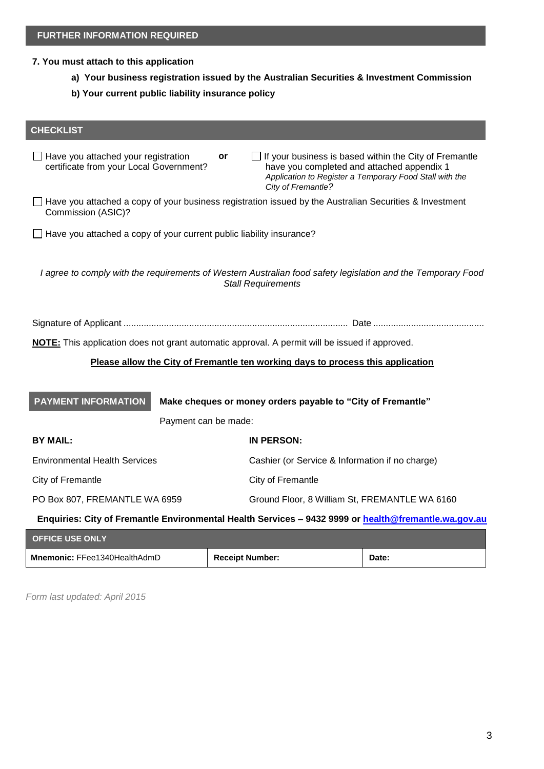## FURTHER INFORMATION REQUIRED

**7. You must attach to this application**

- **a) Your business registration issued by the Australian Securities & Investment Commission**
- **b) Your current public liability insurance policy**

## CHECKLIST

☐ Have you attached your registration certificate from your Local Government? **or** ☐ If your business is based within the City of Fremantle have you completed and attached appendix 1 *Application to Register a Temporary Food Stall with the City of Fremantle?*

☐ Have you attached a copy of your business registration issued by the Australian Securities & Investment Commission (ASIC)?

☐ Have you attached a copy of your current public liability insurance?

*I agree to comply with the requirements of Western Australian food safety legislation and the Temporary Food Stall Requirements*

Signature of Applicant ........................................................................................ Date ............................................

**NOTE:** This application does not grant automatic approval. A permit will be issued if approved.

**Please allow the City of Fremantle ten working days to process this application**

## PAYMENT INFORMATION

**Make cheques or money orders payable to "City of Fremantle"**

Payment can be made:

| **BY MAIL:** | **IN PERSON:** |
|---|---|
| Environmental Health Services | Cashier (or Service & Information if no charge) |
| City of Fremantle | City of Fremantle |
| PO Box 807, FREMANTLE WA 6959 | Ground Floor, 8 William St, FREMANTLE WA 6160 |

**Enquiries: City of Fremantle Environmental Health Services – 9432 9999 or health@fremantle.wa.gov.au**

| OFFICE USE ONLY | | |
|---|---|---|
| **Mnemonic:** FFee1340HealthAdmD | **Receipt Number:** | **Date:** |

*Form last updated: April 2015*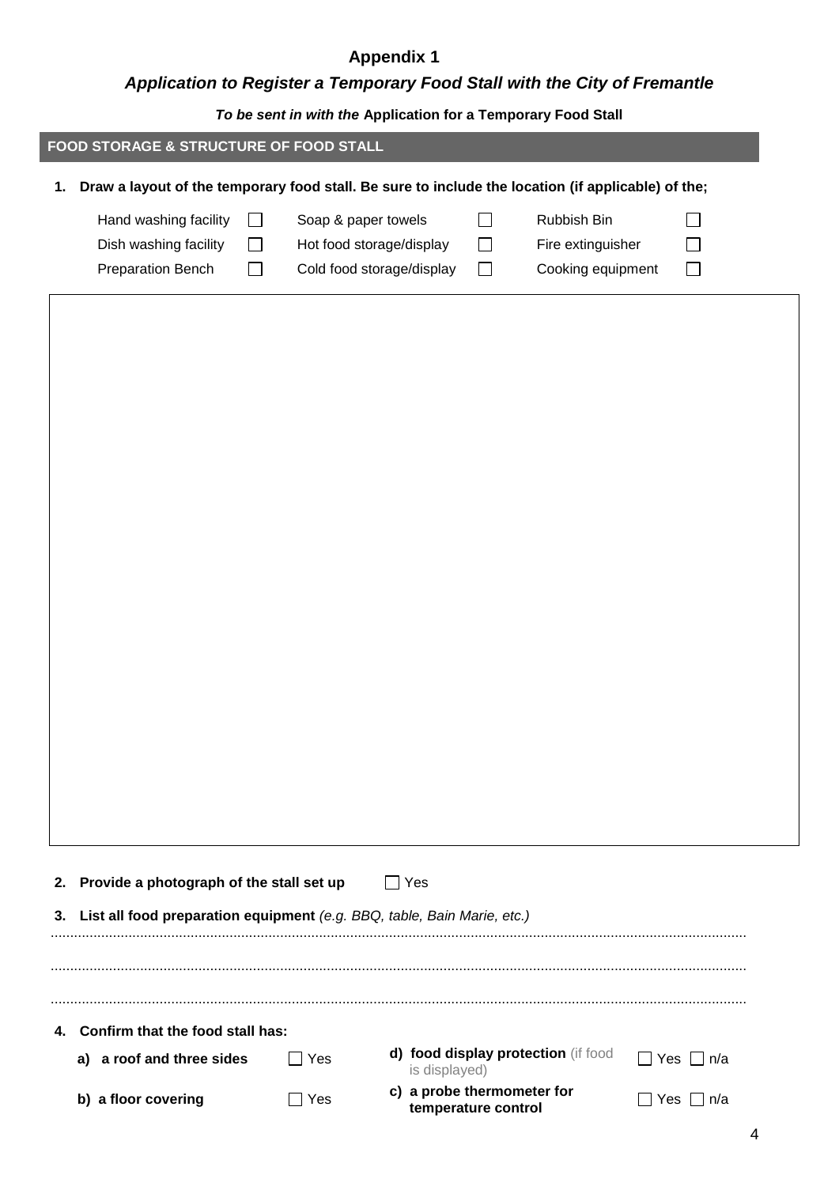# Appendix 1

## *Application to Register a Temporary Food Stall with the City of Fremantle*

***To be sent in with the* Application for a Temporary Food Stall**

## FOOD STORAGE & STRUCTURE OF FOOD STALL

**1. Draw a layout of the temporary food stall. Be sure to include the location (if applicable) of the;**

| | | |
|---|---|---|
| Hand washing facility ☐ | Soap & paper towels ☐ | Rubbish Bin ☐ |
| Dish washing facility ☐ | Hot food storage/display ☐ | Fire extinguisher ☐ |
| Preparation Bench ☐ | Cold food storage/display ☐ | Cooking equipment ☐ |

**2. Provide a photograph of the stall set up** ☐ Yes

**3. List all food preparation equipment** *(e.g. BBQ, table, Bain Marie, etc.)*

.......................................................................................................................................................................

.......................................................................................................................................................................

.......................................................................................................................................................................

**4. Confirm that the food stall has:**

| | | | |
|---|---|---|---|
| **a) a roof and three sides** | ☐ Yes | **d) food display protection** (if food is displayed) | ☐ Yes ☐ n/a |
| **b) a floor covering** | ☐ Yes | **c) a probe thermometer for temperature control** | ☐ Yes ☐ n/a |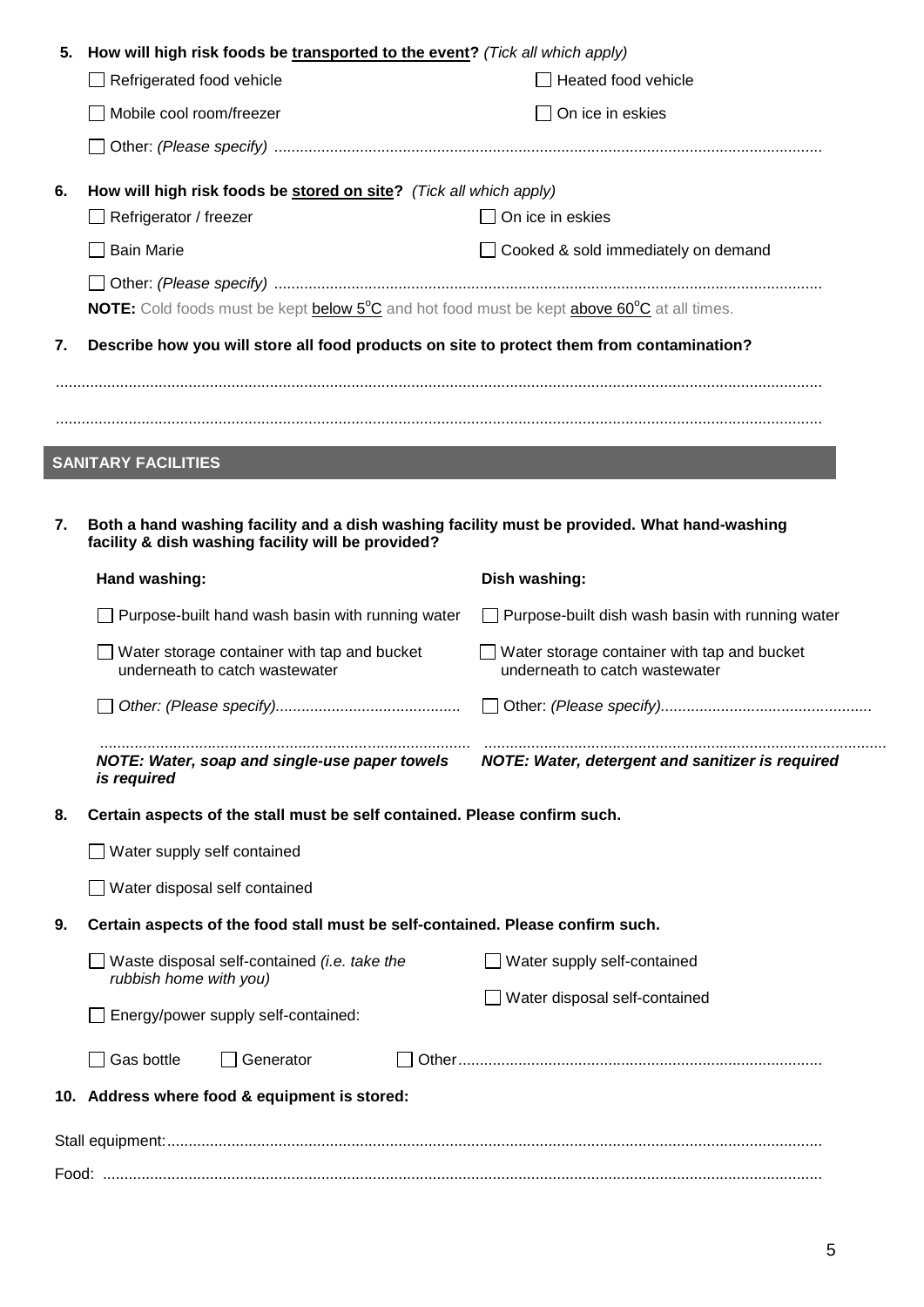**5. How will high risk foods be <u>transported to the event</u>?** *(Tick all which apply)*

- ☐ Refrigerated food vehicle
- ☐ Heated food vehicle
- ☐ Mobile cool room/freezer
- ☐ On ice in eskies
- ☐ Other: *(Please specify)* ..............................................................................................................................

**6. How will high risk foods be <u>stored on site</u>?** *(Tick all which apply)*

- ☐ Refrigerator / freezer
- ☐ On ice in eskies
- ☐ Bain Marie
- ☐ Cooked & sold immediately on demand
- ☐ Other: *(Please specify)* ..............................................................................................................................

**NOTE:** Cold foods must be kept <u>below 5°C</u> and hot food must be kept <u>above 60°C</u> at all times.

**7. Describe how you will store all food products on site to protect them from contamination?**

..............................................................................................................................................................

..............................................................................................................................................................

## SANITARY FACILITIES

**7. Both a hand washing facility and a dish washing facility must be provided. What hand-washing facility & dish washing facility will be provided?**

| **Hand washing:** | **Dish washing:** |
| --- | --- |
| ☐ Purpose-built hand wash basin with running water | ☐ Purpose-built dish wash basin with running water |
| ☐ Water storage container with tap and bucket underneath to catch wastewater | ☐ Water storage container with tap and bucket underneath to catch wastewater |
| ☐ *Other: (Please specify)*.......................................... | ☐ Other: *(Please specify)*................................................ |
| .................................................................................... | ............................................................................................ |
| ***NOTE: Water, soap and single-use paper towels is required*** | ***NOTE: Water, detergent and sanitizer is required*** |

**8. Certain aspects of the stall must be self contained. Please confirm such.**

- ☐ Water supply self contained
- ☐ Water disposal self contained

**9. Certain aspects of the food stall must be self-contained. Please confirm such.**

- ☐ Waste disposal self-contained *(i.e. take the rubbish home with you)*
- ☐ Water supply self-contained
- ☐ Water disposal self-contained
- ☐ Energy/power supply self-contained:

☐ Gas bottle ☐ Generator ☐ Other....................................................................................

**10. Address where food & equipment is stored:**

Stall equipment:.......................................................................................................................................

Food: .....................................................................................................................................................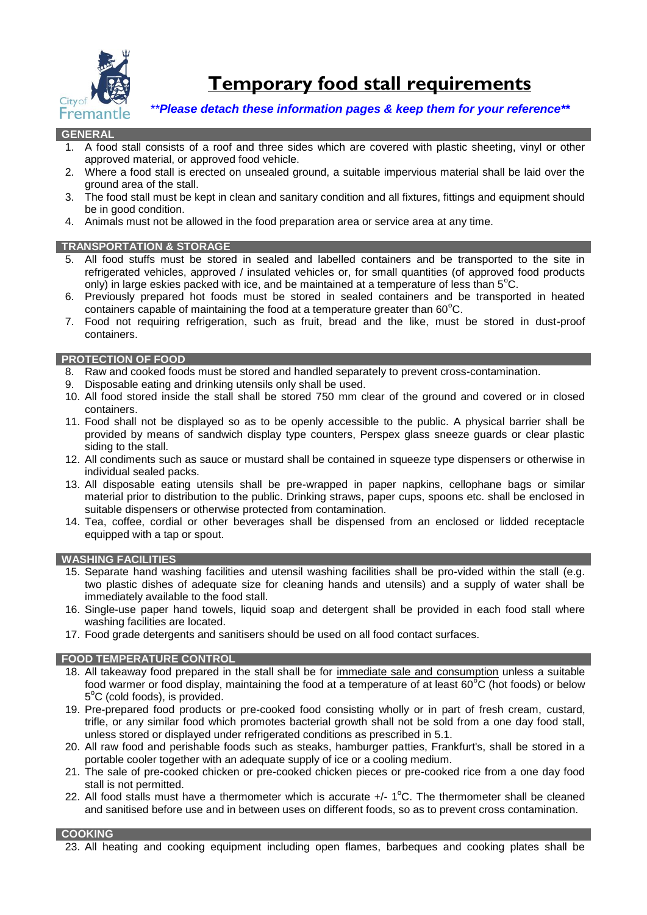# Temporary food stall requirements

***Please detach these information pages & keep them for your reference***

## GENERAL

1. A food stall consists of a roof and three sides which are covered with plastic sheeting, vinyl or other approved material, or approved food vehicle.
2. Where a food stall is erected on unsealed ground, a suitable impervious material shall be laid over the ground area of the stall.
3. The food stall must be kept in clean and sanitary condition and all fixtures, fittings and equipment should be in good condition.
4. Animals must not be allowed in the food preparation area or service area at any time.

## TRANSPORTATION & STORAGE

5. All food stuffs must be stored in sealed and labelled containers and be transported to the site in refrigerated vehicles, approved / insulated vehicles or, for small quantities (of approved food products only) in large eskies packed with ice, and be maintained at a temperature of less than 5°C.
6. Previously prepared hot foods must be stored in sealed containers and be transported in heated containers capable of maintaining the food at a temperature greater than 60°C.
7. Food not requiring refrigeration, such as fruit, bread and the like, must be stored in dust-proof containers.

## PROTECTION OF FOOD

8. Raw and cooked foods must be stored and handled separately to prevent cross-contamination.
9. Disposable eating and drinking utensils only shall be used.
10. All food stored inside the stall shall be stored 750 mm clear of the ground and covered or in closed containers.
11. Food shall not be displayed so as to be openly accessible to the public. A physical barrier shall be provided by means of sandwich display type counters, Perspex glass sneeze guards or clear plastic siding to the stall.
12. All condiments such as sauce or mustard shall be contained in squeeze type dispensers or otherwise in individual sealed packs.
13. All disposable eating utensils shall be pre-wrapped in paper napkins, cellophane bags or similar material prior to distribution to the public. Drinking straws, paper cups, spoons etc. shall be enclosed in suitable dispensers or otherwise protected from contamination.
14. Tea, coffee, cordial or other beverages shall be dispensed from an enclosed or lidded receptacle equipped with a tap or spout.

## WASHING FACILITIES

15. Separate hand washing facilities and utensil washing facilities shall be pro-vided within the stall (e.g. two plastic dishes of adequate size for cleaning hands and utensils) and a supply of water shall be immediately available to the food stall.
16. Single-use paper hand towels, liquid soap and detergent shall be provided in each food stall where washing facilities are located.
17. Food grade detergents and sanitisers should be used on all food contact surfaces.

## FOOD TEMPERATURE CONTROL

18. All takeaway food prepared in the stall shall be for immediate sale and consumption unless a suitable food warmer or food display, maintaining the food at a temperature of at least 60°C (hot foods) or below 5°C (cold foods), is provided.
19. Pre-prepared food products or pre-cooked food consisting wholly or in part of fresh cream, custard, trifle, or any similar food which promotes bacterial growth shall not be sold from a one day food stall, unless stored or displayed under refrigerated conditions as prescribed in 5.1.
20. All raw food and perishable foods such as steaks, hamburger patties, Frankfurt's, shall be stored in a portable cooler together with an adequate supply of ice or a cooling medium.
21. The sale of pre-cooked chicken or pre-cooked chicken pieces or pre-cooked rice from a one day food stall is not permitted.
22. All food stalls must have a thermometer which is accurate +/- 1°C. The thermometer shall be cleaned and sanitised before use and in between uses on different foods, so as to prevent cross contamination.

## COOKING

23. All heating and cooking equipment including open flames, barbeques and cooking plates shall be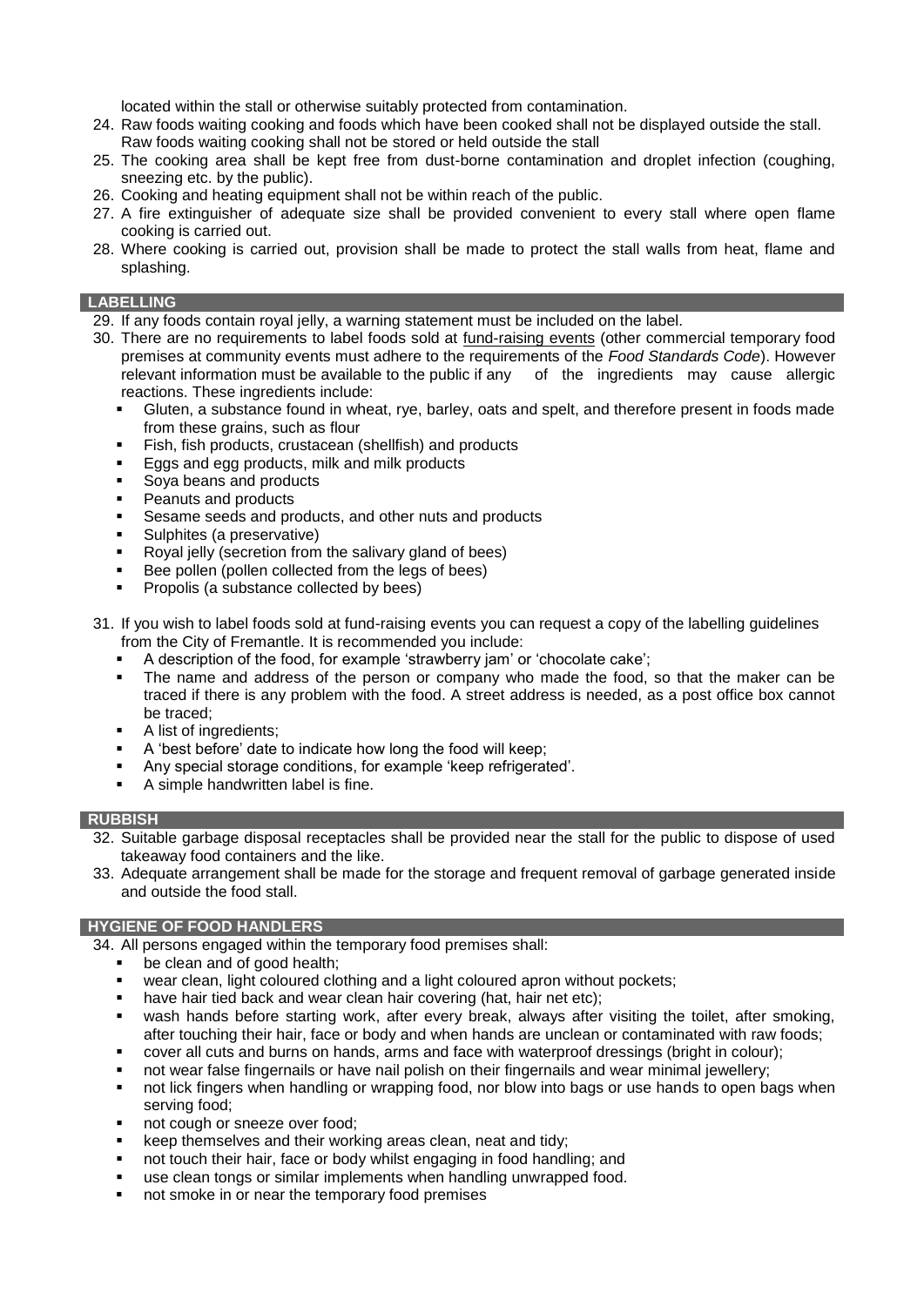located within the stall or otherwise suitably protected from contamination.

24. Raw foods waiting cooking and foods which have been cooked shall not be displayed outside the stall. Raw foods waiting cooking shall not be stored or held outside the stall
25. The cooking area shall be kept free from dust-borne contamination and droplet infection (coughing, sneezing etc. by the public).
26. Cooking and heating equipment shall not be within reach of the public.
27. A fire extinguisher of adequate size shall be provided convenient to every stall where open flame cooking is carried out.
28. Where cooking is carried out, provision shall be made to protect the stall walls from heat, flame and splashing.

## LABELLING

29. If any foods contain royal jelly, a warning statement must be included on the label.
30. There are no requirements to label foods sold at fund-raising events (other commercial temporary food premises at community events must adhere to the requirements of the *Food Standards Code*). However relevant information must be available to the public if any of the ingredients may cause allergic reactions. These ingredients include:
    - Gluten, a substance found in wheat, rye, barley, oats and spelt, and therefore present in foods made from these grains, such as flour
    - Fish, fish products, crustacean (shellfish) and products
    - Eggs and egg products, milk and milk products
    - Soya beans and products
    - Peanuts and products
    - Sesame seeds and products, and other nuts and products
    - Sulphites (a preservative)
    - Royal jelly (secretion from the salivary gland of bees)
    - Bee pollen (pollen collected from the legs of bees)
    - Propolis (a substance collected by bees)
31. If you wish to label foods sold at fund-raising events you can request a copy of the labelling guidelines from the City of Fremantle. It is recommended you include:
    - A description of the food, for example 'strawberry jam' or 'chocolate cake';
    - The name and address of the person or company who made the food, so that the maker can be traced if there is any problem with the food. A street address is needed, as a post office box cannot be traced;
    - A list of ingredients;
    - A 'best before' date to indicate how long the food will keep;
    - Any special storage conditions, for example 'keep refrigerated'.
    - A simple handwritten label is fine.

## RUBBISH

32. Suitable garbage disposal receptacles shall be provided near the stall for the public to dispose of used takeaway food containers and the like.
33. Adequate arrangement shall be made for the storage and frequent removal of garbage generated inside and outside the food stall.

## HYGIENE OF FOOD HANDLERS

34. All persons engaged within the temporary food premises shall:
    - be clean and of good health;
    - wear clean, light coloured clothing and a light coloured apron without pockets;
    - have hair tied back and wear clean hair covering (hat, hair net etc);
    - wash hands before starting work, after every break, always after visiting the toilet, after smoking, after touching their hair, face or body and when hands are unclean or contaminated with raw foods;
    - cover all cuts and burns on hands, arms and face with waterproof dressings (bright in colour);
    - not wear false fingernails or have nail polish on their fingernails and wear minimal jewellery;
    - not lick fingers when handling or wrapping food, nor blow into bags or use hands to open bags when serving food;
    - not cough or sneeze over food;
    - keep themselves and their working areas clean, neat and tidy;
    - not touch their hair, face or body whilst engaging in food handling; and
    - use clean tongs or similar implements when handling unwrapped food.
    - not smoke in or near the temporary food premises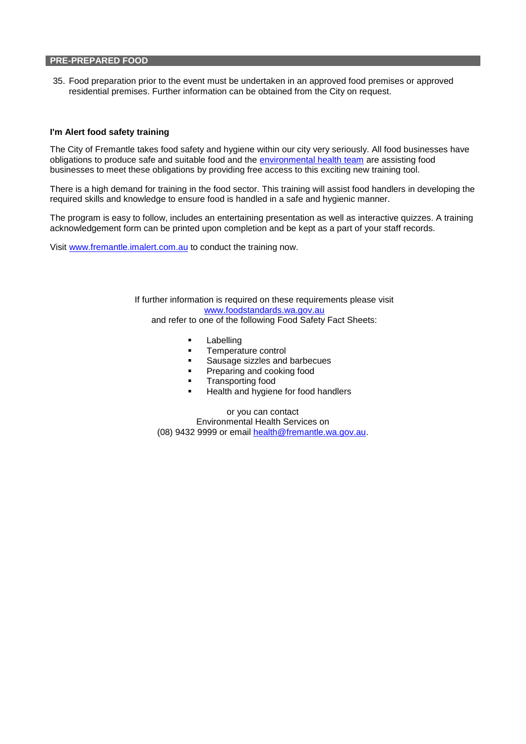## PRE-PREPARED FOOD

35. Food preparation prior to the event must be undertaken in an approved food premises or approved residential premises. Further information can be obtained from the City on request.

**I'm Alert food safety training**

The City of Fremantle takes food safety and hygiene within our city very seriously. All food businesses have obligations to produce safe and suitable food and the environmental health team are assisting food businesses to meet these obligations by providing free access to this exciting new training tool.

There is a high demand for training in the food sector. This training will assist food handlers in developing the required skills and knowledge to ensure food is handled in a safe and hygienic manner.

The program is easy to follow, includes an entertaining presentation as well as interactive quizzes. A training acknowledgement form can be printed upon completion and be kept as a part of your staff records.

Visit www.fremantle.imalert.com.au to conduct the training now.

If further information is required on these requirements please visit www.foodstandards.wa.gov.au and refer to one of the following Food Safety Fact Sheets:

- Labelling
- Temperature control
- Sausage sizzles and barbecues
- Preparing and cooking food
- Transporting food
- Health and hygiene for food handlers

or you can contact Environmental Health Services on (08) 9432 9999 or email health@fremantle.wa.gov.au.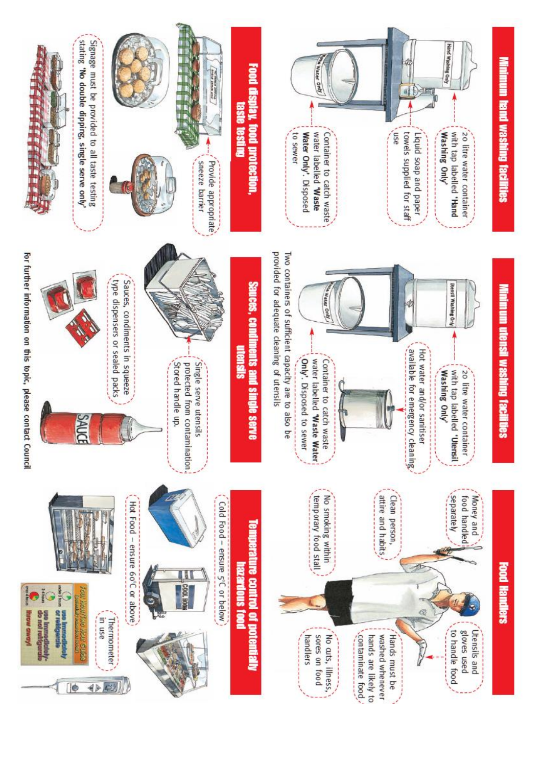## Minimum hand washing facilities

- 20 litre water container with tap labelled '**Hand Washing Only**'
- Liquid soap and paper towels supplied for staff use
- Container to catch waste water labelled '**Waste Water Only**'. Disposed to sewer

## Minimum utensil washing facilities

- 20 litre water container with tap labelled '**Utensil Washing Only**'
- Hot water and/or sanitiser available for emergency cleaning
- Container to catch waste water labelled '**Waste Water Only**'. Disposed to sewer

Two containers of sufficient capacity are to also be provided for adequate cleaning of utensils

## Food Handlers

- Money and food handled separately
- Clean person, attire and habits
- No smoking within temporary food stall
- Utensils and gloves used to handle food
- Hands must be washed whenever hands are likely to contaminate food
- No cuts, illness, sores on food handlers

## Food display, food protection, taste testing

- Provide appropriate sneeze barrier
- Signage must be provided to all taste testing stating '**No double dipping, single serve only**'

## Sauces, condiments and single serve utensils

- Single serve utensils protected from contamination. Stored handle up.
- Sauces, condiments in squeeze type dispensers or sealed packs

## Temperature control of potentially hazardous food

- Cold Food – ensure 5°C or below
- Hot Food – ensure 60°C or above
- Thermometer in use

For further information on this topic, please contact Council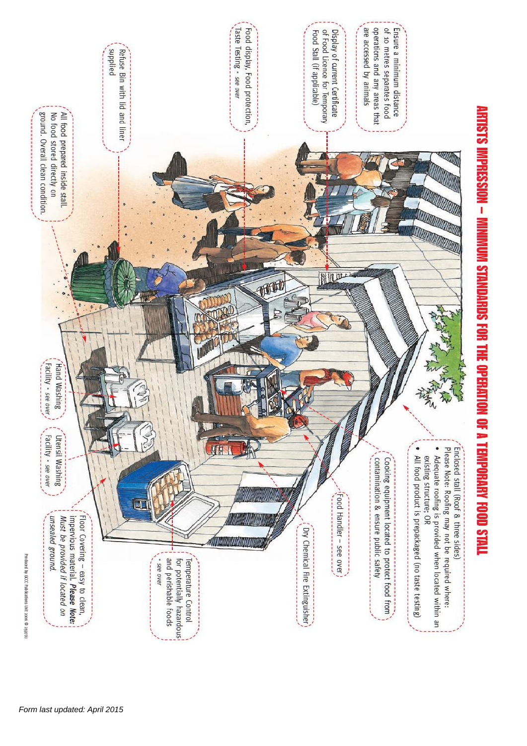# ARTISTS IMPRESSION – MINIMUM STANDARDS FOR THE OPERATION OF A TEMPORARY FOOD STALL

Enclosed stall (Roof & three sides)
Please Note: Roofing may not be required where:
- Adequate roofing is provided when located within an existing structure; OR
- All food product is prepackaged (no taste testing)

Cooking equipment located to protect food from contamination & ensure public safety

Food Handler – see over

Dry Chemical Fire Extinguisher

Temperature Control for potentially hazardous and perishable foods - *see over*

Floor Covering – easy to clean, impervious material. ***Please Note: Must be provided if located on unsealed ground.***

Utensil Washing Facility - *see over*

Hand Washing Facility - *see over*

All food prepared inside stall. No food stored directly on ground. Overall clean condition.

Refuse Bin with lid and liner supplied

Food display, Food protection, Taste Testing - *see over*

Display of current Certificate of Food Licence for Temporary Food Stall (if applicable)

Ensure a minimum distance of 10 metres separates food operations and any areas that are accessed by animals

Produced by GCCC Publications Unit 2006 © 259738

*Form last updated: April 2015*